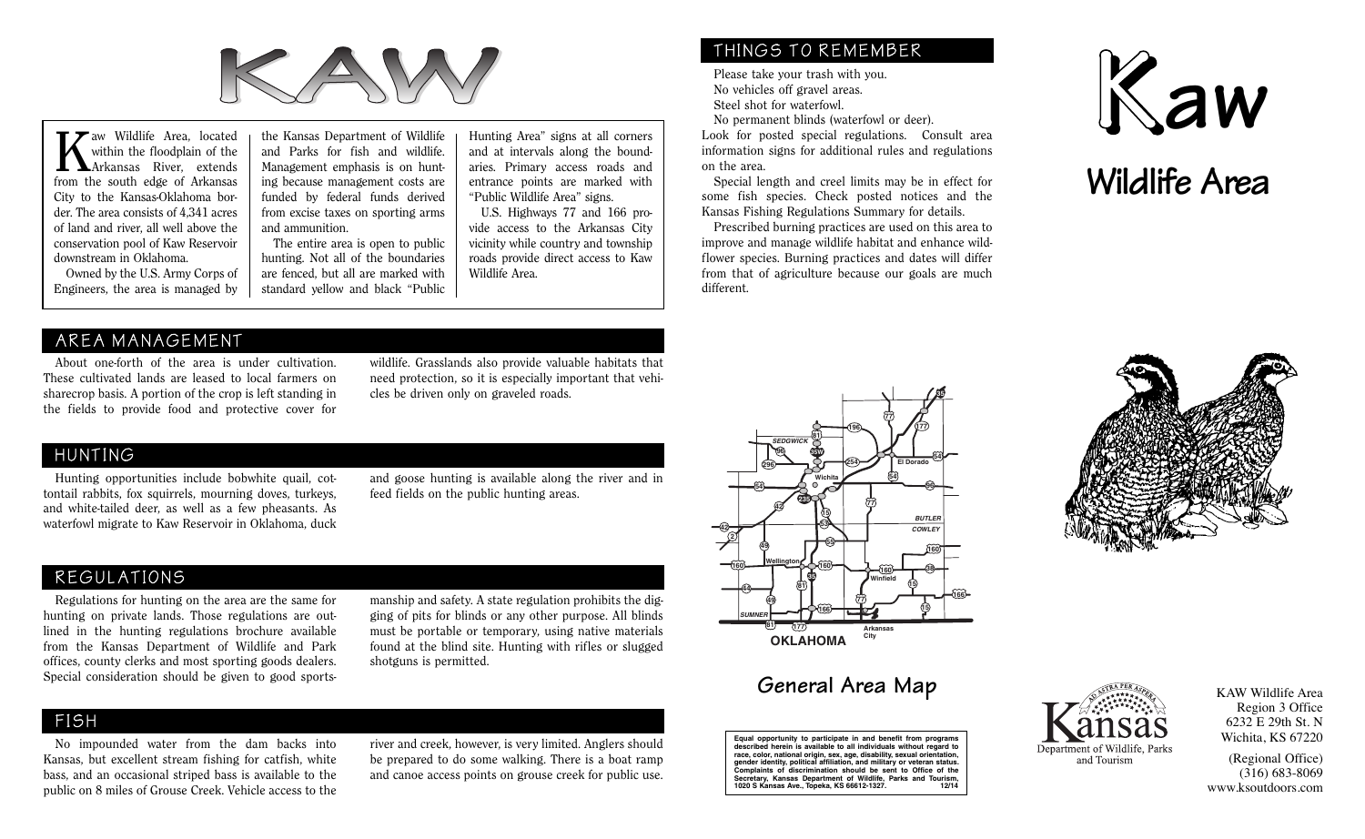# KAW

Kaw Wildlife Area, located within the floodplain of the Arkansas River, extends from the south edge of Arkansas City to the Kansas-Oklahoma border. The area consists of 4,341 acres of land and river, all well above the conservation pool of Kaw Reservoir downstream in Oklahoma.

Owned by the U.S. Army Corps of Engineers, the area is managed by the Kansas Department of Wildlife and Parks for fish and wildlife. Management emphasis is on hunting because management costs are funded by federal funds derived from excise taxes on sporting arms and ammunition.

The entire area is open to public hunting. Not all of the boundaries are fenced, but all are marked with standard yellow and black "Public Hunting Area" signs at all corners and at intervals along the boundaries. Primary access roads and entrance points are marked with "Public Wildlife Area" signs.

U.S. Highways 77 and 166 provide access to the Arkansas City vicinity while country and township roads provide direct access to Kaw Wildlife Area.

## AREA MANAGEMENT

About one-forth of the area is under cultivation. These cultivated lands are leased to local farmers on sharecrop basis. A portion of the crop is left standing in the fields to provide food and protective cover for wildlife. Grasslands also provide valuable habitats that need protection, so it is especially important that vehicles be driven only on graveled roads.

## HUNTING

Hunting opportunities include bobwhite quail, cottontail rabbits, fox squirrels, mourning doves, turkeys, and white-tailed deer, as well as a few pheasants. As waterfowl migrate to Kaw Reservoir in Oklahoma, duck and goose hunting is available along the river and in feed fields on the public hunting areas.

## REGULATIONS

Regulations for hunting on the area are the same for hunting on private lands. Those regulations are outlined in the hunting regulations brochure available from the Kansas Department of Wildlife and Park offices, county clerks and most sporting goods dealers. Special consideration should be given to good sportsmanship and safety. A state regulation prohibits the digging of pits for blinds or any other purpose. All blinds must be portable or temporary, using native materials found at the blind site. Hunting with rifles or slugged shotguns is permitted.

## FISH

No impounded water from the dam backs into Kansas, but excellent stream fishing for catfish, white bass, and an occasional striped bass is available to the public on 8 miles of Grouse Creek. Vehicle access to the river and creek, however, is very limited. Anglers should be prepared to do some walking. There is a boat ramp and canoe access points on grouse creek for public use.

## THINGS TO REMEMBER

Please take your trash with you.
No vehicles off gravel areas.
Steel shot for waterfowl.
No permanent blinds (waterfowl or deer).

Look for posted special regulations. Consult area information signs for additional rules and regulations on the area.

Special length and creel limits may be in effect for some fish species. Check posted notices and the Kansas Fishing Regulations Summary for details.

Prescribed burning practices are used on this area to improve and manage wildlife habitat and enhance wildflower species. Burning practices and dates will differ from that of agriculture because our goals are much different.

# Kaw Wildlife Area

## General Area Map

Equal opportunity to participate in and benefit from programs described herein is available to all individuals without regard to race, color, national origin, sex, age, disability, sexual orientation, gender identity, political affiliation, and military or veteran status. Complaints of discrimination should be sent to Office of the Secretary, Kansas Department of Wildlife, Parks and Tourism, 1020 S Kansas Ave., Topeka, KS 66612-1327. 12/14

Kansas Department of Wildlife, Parks and Tourism

KAW Wildlife Area
Region 3 Office
6232 E 29th St. N
Wichita, KS 67220

(Regional Office)
(316) 683-8069
www.ksoutdoors.com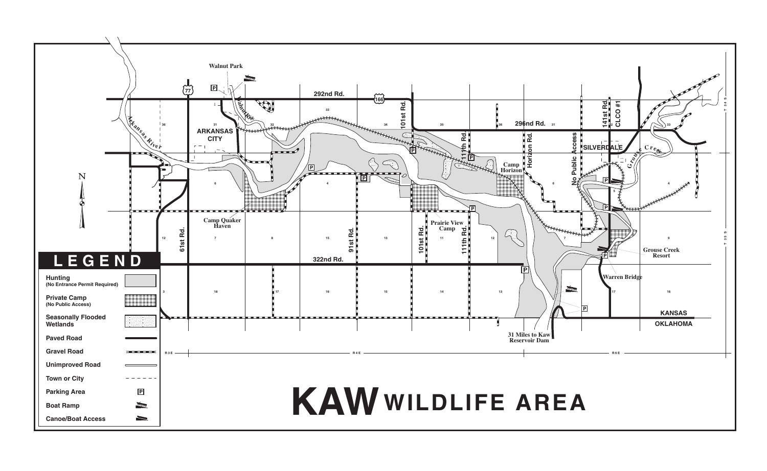# KAW WILDLIFE AREA

## LEGEND

- **Hunting** (No Entrance Permit Required)
- **Private Camp** (No Public Access)
- **Seasonally Flooded Wetlands**
- **Paved Road**
- **Gravel Road**
- **Unimproved Road**
- **Town or City**
- **Parking Area**
- **Boat Ramp**
- **Canoe/Boat Access**

Walnut Park

292nd Rd.

296nd Rd.

322nd Rd.

61st Rd.

91st Rd.

101st Rd.

111th Rd.

Horizon Rd.

No Public Access

141st Rd.

CLCO #1

77

166

Arkansas River

Walnut River

Grouse Creek

ARKANSAS CITY

SILVERDALE

Camp Quaker Haven

Prairie View Camp

Camp Horizon

Grouse Creek Resort

Warren Bridge

31 Miles to Kaw Reservoir Dam

KANSAS

OKLAHOMA

N

R 3 E

R 4 E

R 6 E

T 34 S

T 35 S

36, 31, 32, 33, 34, 35, 36, 31, 2, 33

6, 4, 6, 5, 4

12, 7, 8, 15, 13, 11, 12, 7, 9

3, 18, 17, 16, 15, 14, 13, 17, 16